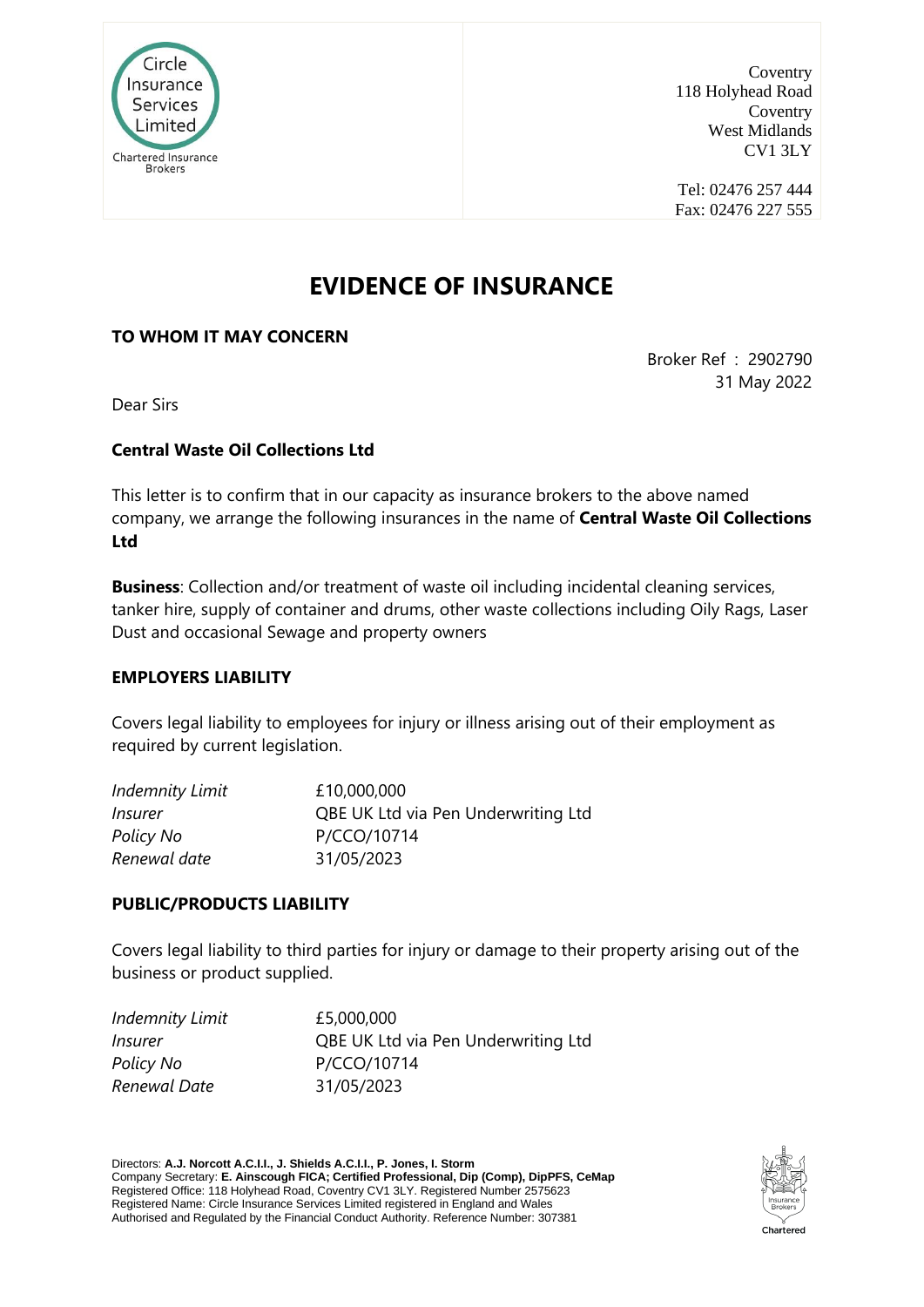Circle Insurance Services Limited
Chartered Insurance Brokers

Coventry
118 Holyhead Road
Coventry
West Midlands
CV1 3LY

Tel: 02476 257 444
Fax: 02476 227 555

# EVIDENCE OF INSURANCE

**TO WHOM IT MAY CONCERN**

Broker Ref : 2902790
31 May 2022

Dear Sirs

**Central Waste Oil Collections Ltd**

This letter is to confirm that in our capacity as insurance brokers to the above named company, we arrange the following insurances in the name of **Central Waste Oil Collections Ltd**

**Business**: Collection and/or treatment of waste oil including incidental cleaning services, tanker hire, supply of container and drums, other waste collections including Oily Rags, Laser Dust and occasional Sewage and property owners

## EMPLOYERS LIABILITY

Covers legal liability to employees for injury or illness arising out of their employment as required by current legislation.

| | |
|---|---|
| *Indemnity Limit* | £10,000,000 |
| *Insurer* | QBE UK Ltd via Pen Underwriting Ltd |
| *Policy No* | P/CCO/10714 |
| *Renewal date* | 31/05/2023 |

## PUBLIC/PRODUCTS LIABILITY

Covers legal liability to third parties for injury or damage to their property arising out of the business or product supplied.

| | |
|---|---|
| *Indemnity Limit* | £5,000,000 |
| *Insurer* | QBE UK Ltd via Pen Underwriting Ltd |
| *Policy No* | P/CCO/10714 |
| *Renewal Date* | 31/05/2023 |

Directors: **A.J. Norcott A.C.I.I., J. Shields A.C.I.I., P. Jones, I. Storm**
Company Secretary: **E. Ainscough FICA; Certified Professional, Dip (Comp), DipPFS, CeMap**
Registered Office: 118 Holyhead Road, Coventry CV1 3LY. Registered Number 2575623
Registered Name: Circle Insurance Services Limited registered in England and Wales
Authorised and Regulated by the Financial Conduct Authority. Reference Number: 307381

Insurance Brokers Chartered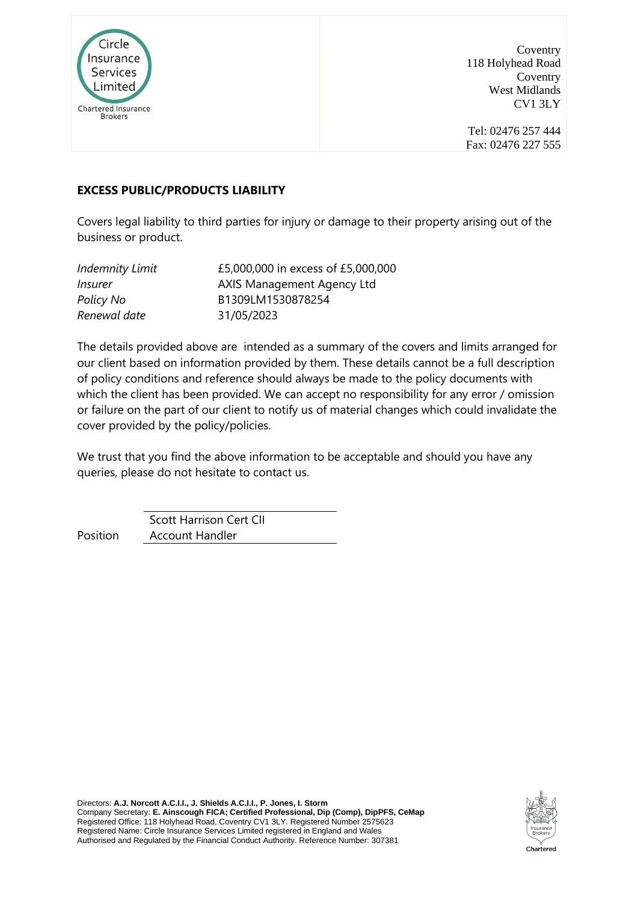Circle Insurance Services Limited
Chartered Insurance Brokers

Coventry
118 Holyhead Road
Coventry
West Midlands
CV1 3LY

Tel: 02476 257 444
Fax: 02476 227 555

**EXCESS PUBLIC/PRODUCTS LIABILITY**

Covers legal liability to third parties for injury or damage to their property arising out of the business or product.

| | |
|---|---|
| *Indemnity Limit* | £5,000,000 in excess of £5,000,000 |
| *Insurer* | AXIS Management Agency Ltd |
| *Policy No* | B1309LM1530878254 |
| *Renewal date* | 31/05/2023 |

The details provided above are intended as a summary of the covers and limits arranged for our client based on information provided by them. These details cannot be a full description of policy conditions and reference should always be made to the policy documents with which the client has been provided. We can accept no responsibility for any error / omission or failure on the part of our client to notify us of material changes which could invalidate the cover provided by the policy/policies.

We trust that you find the above information to be acceptable and should you have any queries, please do not hesitate to contact us.

Scott Harrison Cert CII

Position Account Handler

Directors: **A.J. Norcott A.C.I.I., J. Shields A.C.I.I., P. Jones, I. Storm**
Company Secretary: **E. Ainscough FICA; Certified Professional, Dip (Comp), DipPFS, CeMap**
Registered Office: 118 Holyhead Road, Coventry CV1 3LY. Registered Number 2575623
Registered Name: Circle Insurance Services Limited registered in England and Wales
Authorised and Regulated by the Financial Conduct Authority. Reference Number: 307381

Insurance Brokers
Chartered